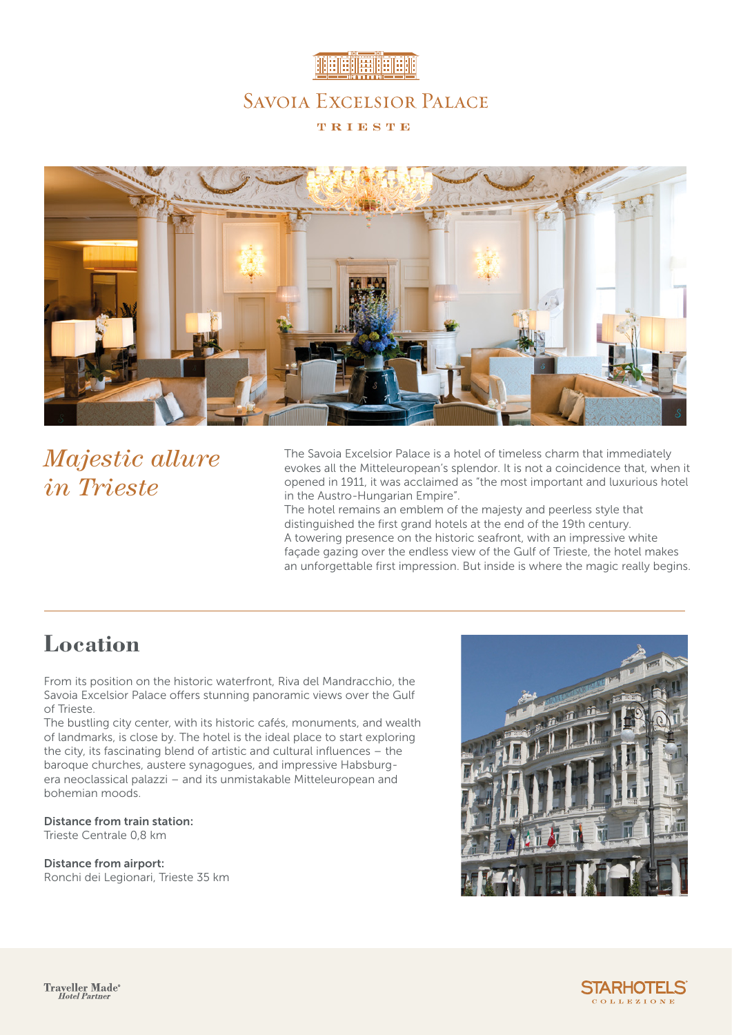# Savoia Excelsior Palace

TRIESTE

## *Majestic allure in Trieste*

The Savoia Excelsior Palace is a hotel of timeless charm that immediately evokes all the Mitteleuropean's splendor. It is not a coincidence that, when it opened in 1911, it was acclaimed as "the most important and luxurious hotel in the Austro-Hungarian Empire".
The hotel remains an emblem of the majesty and peerless style that distinguished the first grand hotels at the end of the 19th century.
A towering presence on the historic seafront, with an impressive white façade gazing over the endless view of the Gulf of Trieste, the hotel makes an unforgettable first impression. But inside is where the magic really begins.

## Location

From its position on the historic waterfront, Riva del Mandracchio, the Savoia Excelsior Palace offers stunning panoramic views over the Gulf of Trieste.
The bustling city center, with its historic cafés, monuments, and wealth of landmarks, is close by. The hotel is the ideal place to start exploring the city, its fascinating blend of artistic and cultural influences – the baroque churches, austere synagogues, and impressive Habsburg-era neoclassical palazzi – and its unmistakable Mitteleuropean and bohemian moods.

**Distance from train station:**
Trieste Centrale 0,8 km

**Distance from airport:**
Ronchi dei Legionari, Trieste 35 km

Traveller Made® Hotel Partner

STARHOTELS COLLEZIONE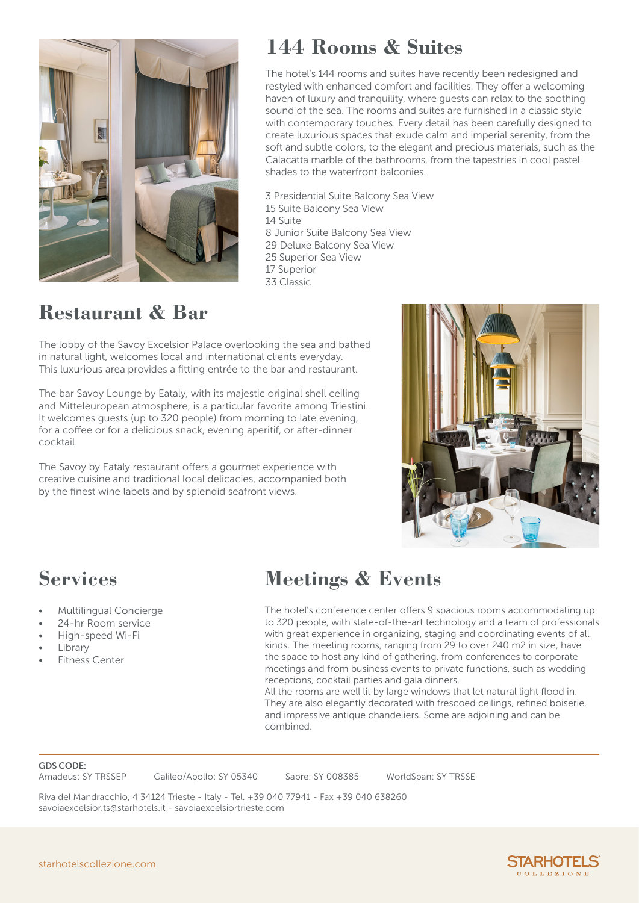## 144 Rooms & Suites

The hotel's 144 rooms and suites have recently been redesigned and restyled with enhanced comfort and facilities. They offer a welcoming haven of luxury and tranquility, where guests can relax to the soothing sound of the sea. The rooms and suites are furnished in a classic style with contemporary touches. Every detail has been carefully designed to create luxurious spaces that exude calm and imperial serenity, from the soft and subtle colors, to the elegant and precious materials, such as the Calacatta marble of the bathrooms, from the tapestries in cool pastel shades to the waterfront balconies.

3 Presidential Suite Balcony Sea View
15 Suite Balcony Sea View
14 Suite
8 Junior Suite Balcony Sea View
29 Deluxe Balcony Sea View
25 Superior Sea View
17 Superior
33 Classic

## Restaurant & Bar

The lobby of the Savoy Excelsior Palace overlooking the sea and bathed in natural light, welcomes local and international clients everyday. This luxurious area provides a fitting entrée to the bar and restaurant.

The bar Savoy Lounge by Eataly, with its majestic original shell ceiling and Mitteleuropean atmosphere, is a particular favorite among Triestini. It welcomes guests (up to 320 people) from morning to late evening, for a coffee or for a delicious snack, evening aperitif, or after-dinner cocktail.

The Savoy by Eataly restaurant offers a gourmet experience with creative cuisine and traditional local delicacies, accompanied both by the finest wine labels and by splendid seafront views.

## Services

- Multilingual Concierge
- 24-hr Room service
- High-speed Wi-Fi
- Library
- Fitness Center

## Meetings & Events

The hotel's conference center offers 9 spacious rooms accommodating up to 320 people, with state-of-the-art technology and a team of professionals with great experience in organizing, staging and coordinating events of all kinds. The meeting rooms, ranging from 29 to over 240 m2 in size, have the space to host any kind of gathering, from conferences to corporate meetings and from business events to private functions, such as wedding receptions, cocktail parties and gala dinners.
All the rooms are well lit by large windows that let natural light flood in. They are also elegantly decorated with frescoed ceilings, refined boiserie, and impressive antique chandeliers. Some are adjoining and can be combined.

**GDS CODE:**
Amadeus: SY TRSSEP Galileo/Apollo: SY 05340 Sabre: SY 008385 WorldSpan: SY TRSSE

Riva del Mandracchio, 4 34124 Trieste - Italy - Tel. +39 040 77941 - Fax +39 040 638260
savoiaexcelsior.ts@starhotels.it - savoiaexcelsiortrieste.com

starhotelscollezione.com

STARHOTELS COLLEZIONE